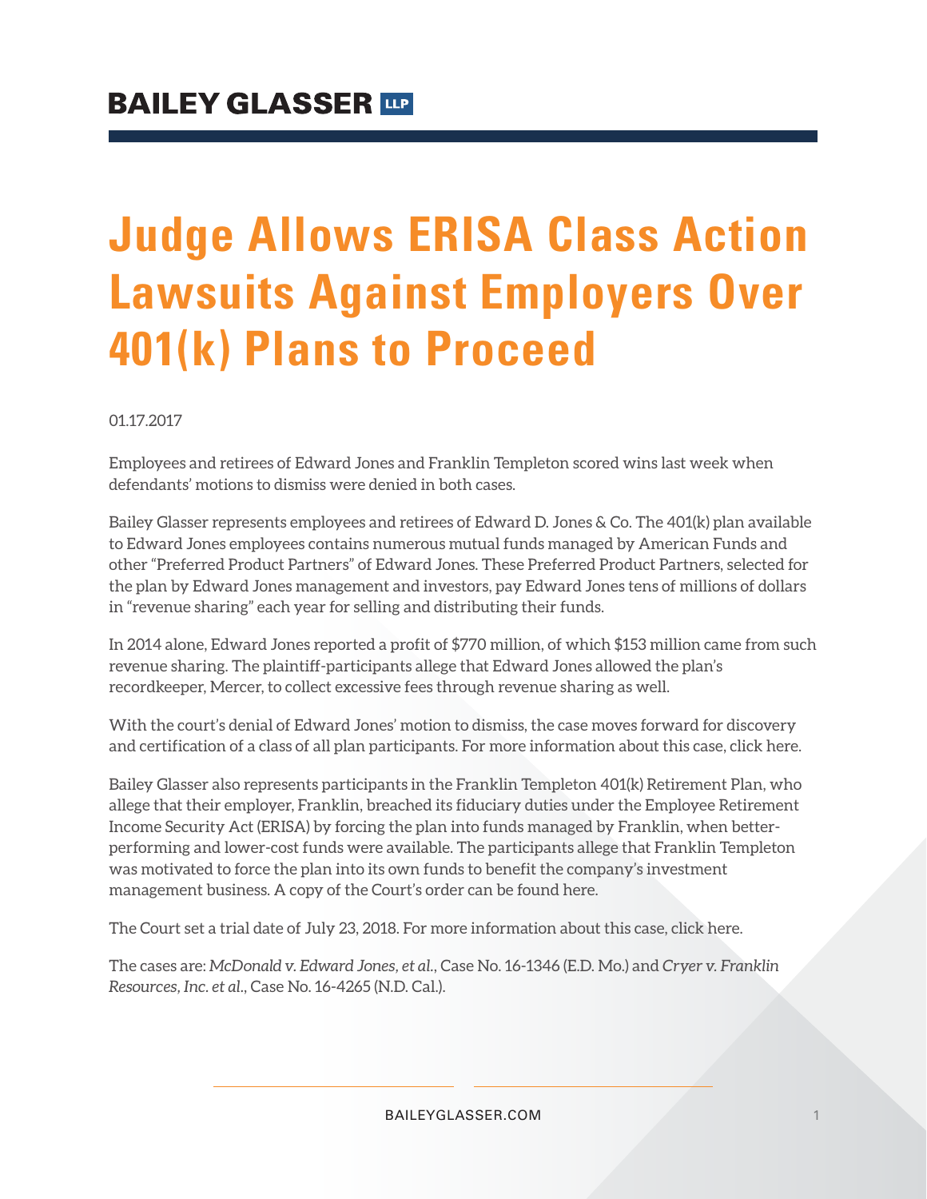BAILEY GLASSER LLP

# Judge Allows ERISA Class Action Lawsuits Against Employers Over 401(k) Plans to Proceed

01.17.2017

Employees and retirees of Edward Jones and Franklin Templeton scored wins last week when defendants' motions to dismiss were denied in both cases.

Bailey Glasser represents employees and retirees of Edward D. Jones & Co. The 401(k) plan available to Edward Jones employees contains numerous mutual funds managed by American Funds and other "Preferred Product Partners" of Edward Jones. These Preferred Product Partners, selected for the plan by Edward Jones management and investors, pay Edward Jones tens of millions of dollars in "revenue sharing" each year for selling and distributing their funds.

In 2014 alone, Edward Jones reported a profit of $770 million, of which $153 million came from such revenue sharing. The plaintiff-participants allege that Edward Jones allowed the plan's recordkeeper, Mercer, to collect excessive fees through revenue sharing as well.

With the court's denial of Edward Jones' motion to dismiss, the case moves forward for discovery and certification of a class of all plan participants. For more information about this case, click here.

Bailey Glasser also represents participants in the Franklin Templeton 401(k) Retirement Plan, who allege that their employer, Franklin, breached its fiduciary duties under the Employee Retirement Income Security Act (ERISA) by forcing the plan into funds managed by Franklin, when better-performing and lower-cost funds were available. The participants allege that Franklin Templeton was motivated to force the plan into its own funds to benefit the company's investment management business. A copy of the Court's order can be found here.

The Court set a trial date of July 23, 2018. For more information about this case, click here.

The cases are: *McDonald v. Edward Jones, et al.*, Case No. 16-1346 (E.D. Mo.) and *Cryer v. Franklin Resources, Inc. et al.*, Case No. 16-4265 (N.D. Cal.).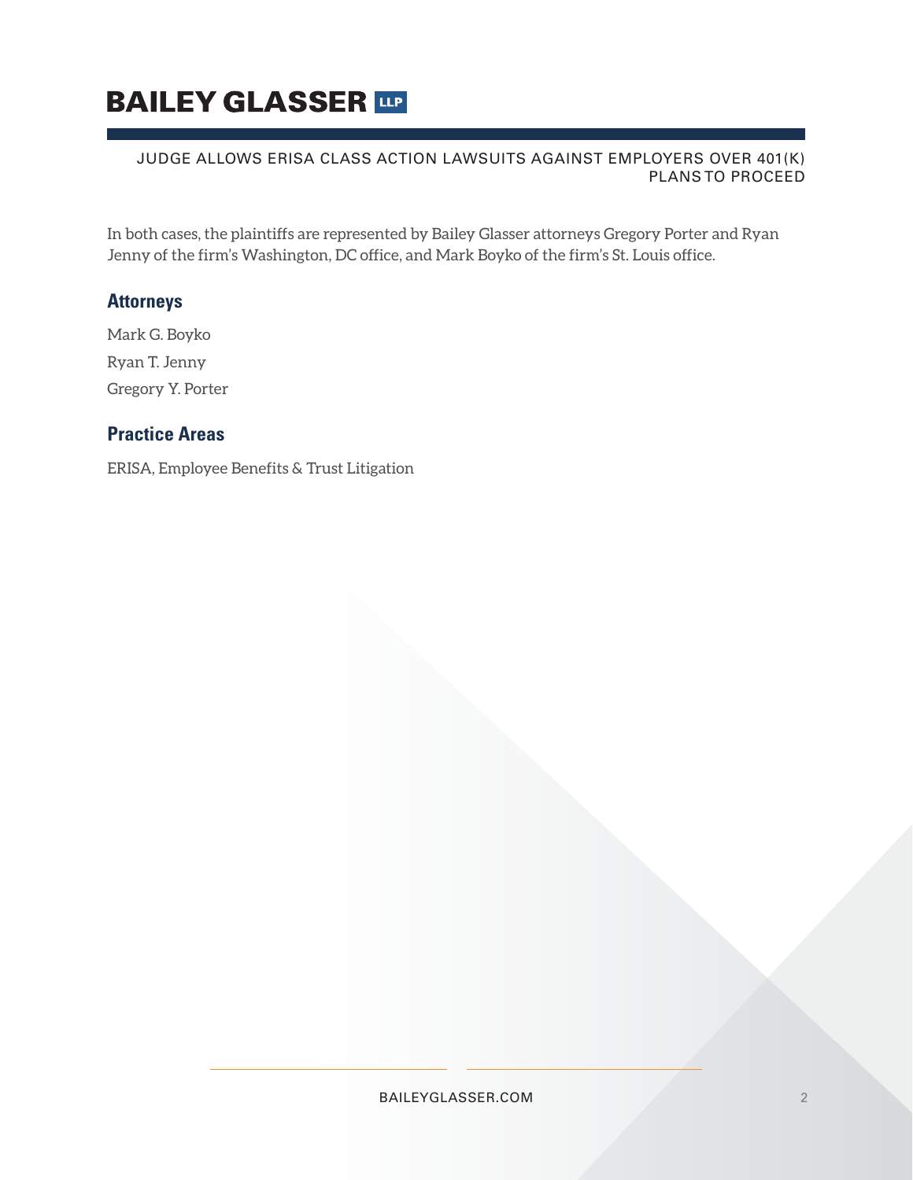In both cases, the plaintiffs are represented by Bailey Glasser attorneys Gregory Porter and Ryan Jenny of the firm's Washington, DC office, and Mark Boyko of the firm's St. Louis office.

## Attorneys

Mark G. Boyko

Ryan T. Jenny

Gregory Y. Porter

## Practice Areas

ERISA, Employee Benefits & Trust Litigation